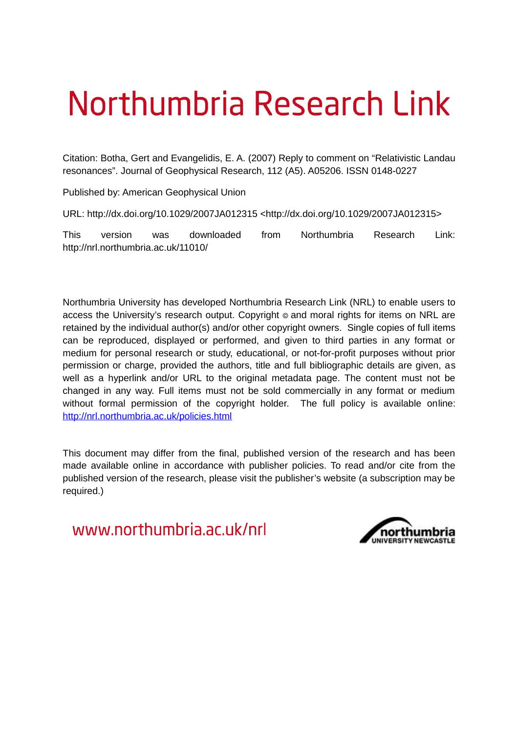# Northumbria Research Link

Citation: Botha, Gert and Evangelidis, E. A. (2007) Reply to comment on “Relativistic Landau resonances”. Journal of Geophysical Research, 112 (A5). A05206. ISSN 0148-0227

Published by: American Geophysical Union

URL: http://dx.doi.org/10.1029/2007JA012315 <http://dx.doi.org/10.1029/2007JA012315>

This version was downloaded from Northumbria Research Link: http://nrl.northumbria.ac.uk/11010/

Northumbria University has developed Northumbria Research Link (NRL) to enable users to access the University’s research output. Copyright © and moral rights for items on NRL are retained by the individual author(s) and/or other copyright owners. Single copies of full items can be reproduced, displayed or performed, and given to third parties in any format or medium for personal research or study, educational, or not-for-profit purposes without prior permission or charge, provided the authors, title and full bibliographic details are given, as well as a hyperlink and/or URL to the original metadata page. The content must not be changed in any way. Full items must not be sold commercially in any format or medium without formal permission of the copyright holder. The full policy is available online: http://nrl.northumbria.ac.uk/policies.html

This document may differ from the final, published version of the research and has been made available online in accordance with publisher policies. To read and/or cite from the published version of the research, please visit the publisher’s website (a subscription may be required.)

www.northumbria.ac.uk/nrl

northumbria UNIVERSITY NEWCASTLE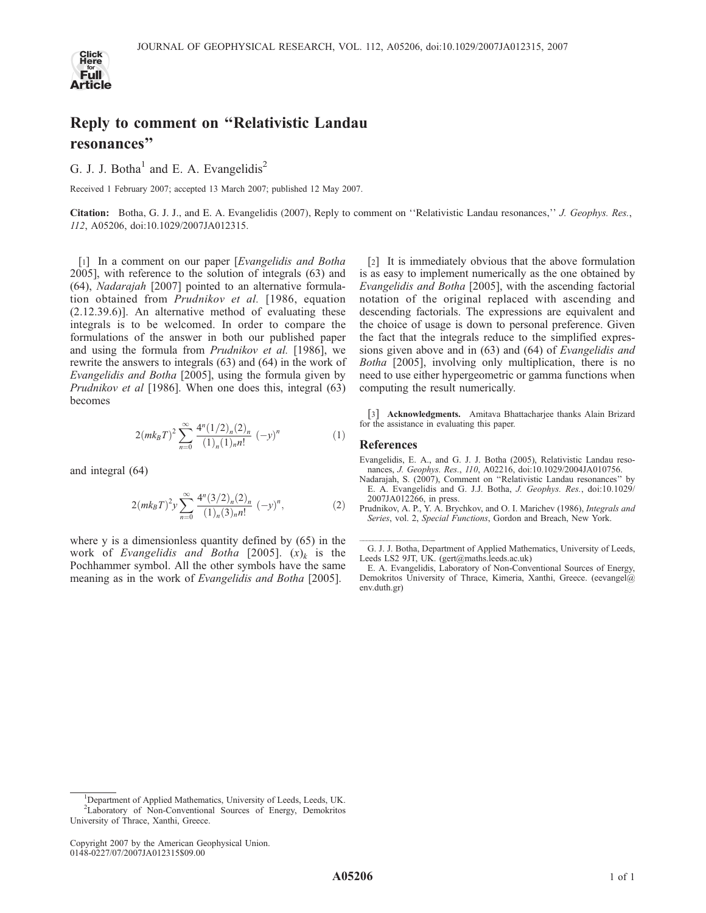# Reply to comment on "Relativistic Landau resonances"

G. J. J. Botha[1] and E. A. Evangelidis[2]

Received 1 February 2007; accepted 13 March 2007; published 12 May 2007.

**Citation:** Botha, G. J. J., and E. A. Evangelidis (2007), Reply to comment on ''Relativistic Landau resonances,'' *J. Geophys. Res.*, *112*, A05206, doi:10.1029/2007JA012315.

[1] In a comment on our paper [*Evangelidis and Botha* 2005], with reference to the solution of integrals (63) and (64), *Nadarajah* [2007] pointed to an alternative formulation obtained from *Prudnikov et al.* [1986, equation (2.12.39.6)]. An alternative method of evaluating these integrals is to be welcomed. In order to compare the formulations of the answer in both our published paper and using the formula from *Prudnikov et al.* [1986], we rewrite the answers to integrals (63) and (64) in the work of *Evangelidis and Botha* [2005], using the formula given by *Prudnikov et al* [1986]. When one does this, integral (63) becomes

$$2(mk_BT)^2 \sum_{n=0}^{\infty} \frac{4^n (1/2)_n (2)_n}{(1)_n (1)_n n!} (-y)^n \tag{1}$$

and integral (64)

$$2(mk_BT)^2 y \sum_{n=0}^{\infty} \frac{4^n (3/2)_n (2)_n}{(1)_n (3)_n n!} (-y)^n, \tag{2}$$

where y is a dimensionless quantity defined by (65) in the work of *Evangelidis and Botha* [2005]. $(x)_k$ is the Pochhammer symbol. All the other symbols have the same meaning as in the work of *Evangelidis and Botha* [2005].

[2] It is immediately obvious that the above formulation is as easy to implement numerically as the one obtained by *Evangelidis and Botha* [2005], with the ascending factorial notation of the original replaced with ascending and descending factorials. The expressions are equivalent and the choice of usage is down to personal preference. Given the fact that the integrals reduce to the simplified expressions given above and in (63) and (64) of *Evangelidis and Botha* [2005], involving only multiplication, there is no need to use either hypergeometric or gamma functions when computing the result numerically.

[3] **Acknowledgments.** Amitava Bhattacharjee thanks Alain Brizard for the assistance in evaluating this paper.

## References

Evangelidis, E. A., and G. J. J. Botha (2005), Relativistic Landau resonances, *J. Geophys. Res.*, *110*, A02216, doi:10.1029/2004JA010756.

Nadarajah, S. (2007), Comment on "Relativistic Landau resonances" by E. A. Evangelidis and G. J.J. Botha, *J. Geophys. Res.*, doi:10.1029/2007JA012266, in press.

Prudnikov, A. P., Y. A. Brychkov, and O. I. Marichev (1986), *Integrals and Series*, vol. 2, *Special Functions*, Gordon and Breach, New York.

G. J. J. Botha, Department of Applied Mathematics, University of Leeds, Leeds LS2 9JT, UK. (gert@maths.leeds.ac.uk)

E. A. Evangelidis, Laboratory of Non-Conventional Sources of Energy, Demokritos University of Thrace, Kimeria, Xanthi, Greece. (eevangel@env.duth.gr)

[1] Department of Applied Mathematics, University of Leeds, Leeds, UK.

[2] Laboratory of Non-Conventional Sources of Energy, Demokritos University of Thrace, Xanthi, Greece.

Copyright 2007 by the American Geophysical Union.
0148-0227/07/2007JA012315$09.00